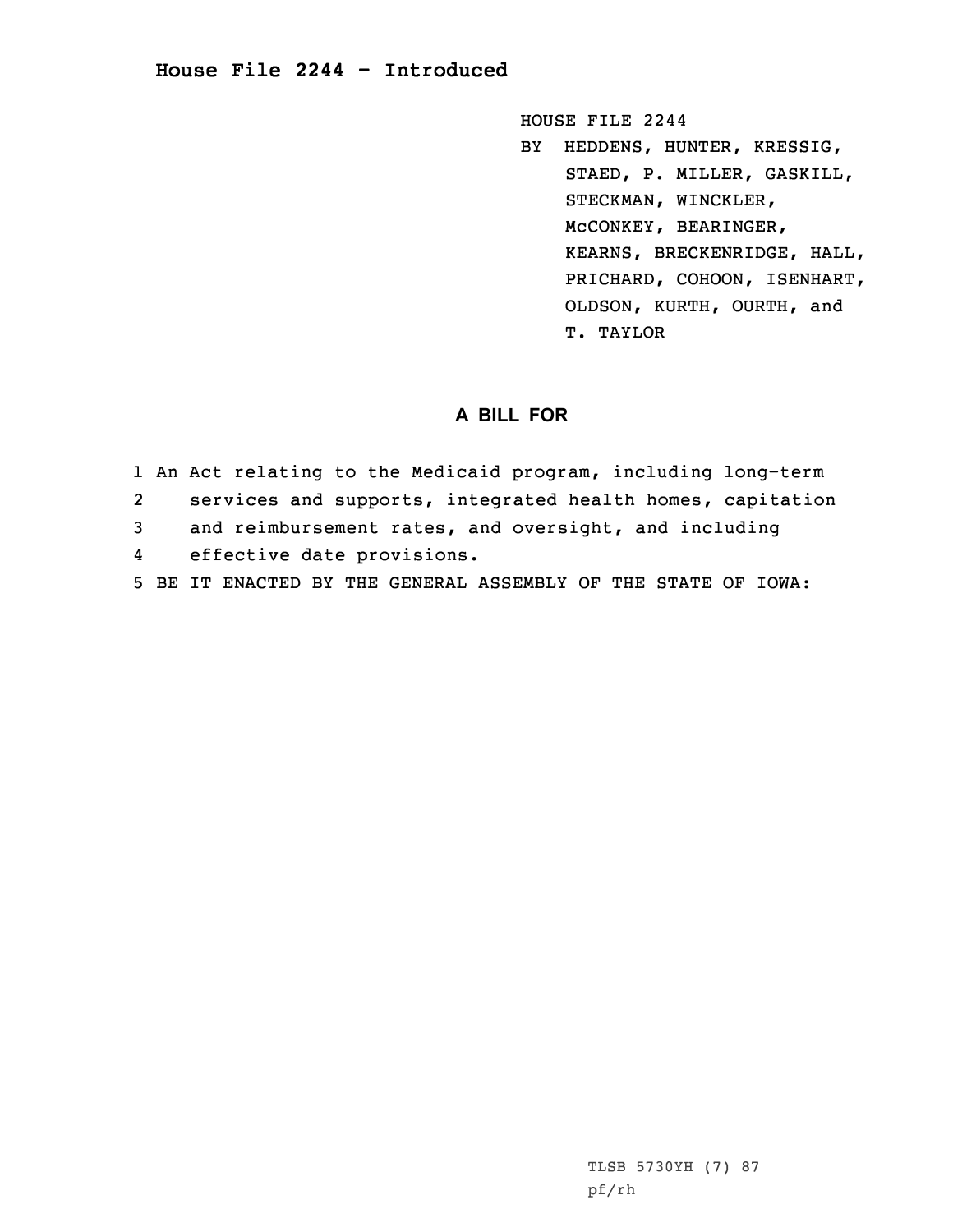# House File 2244 - Introduced

HOUSE FILE 2244

BY HEDDENS, HUNTER, KRESSIG, STAED, P. MILLER, GASKILL, STECKMAN, WINCKLER, McCONKEY, BEARINGER, KEARNS, BRECKENRIDGE, HALL, PRICHARD, COHOON, ISENHART, OLDSON, KURTH, OURTH, and T. TAYLOR

## A BILL FOR

1 An Act relating to the Medicaid program, including long-term
2 services and supports, integrated health homes, capitation
3 and reimbursement rates, and oversight, and including
4 effective date provisions.
5 BE IT ENACTED BY THE GENERAL ASSEMBLY OF THE STATE OF IOWA:

TLSB 5730YH (7) 87
pf/rh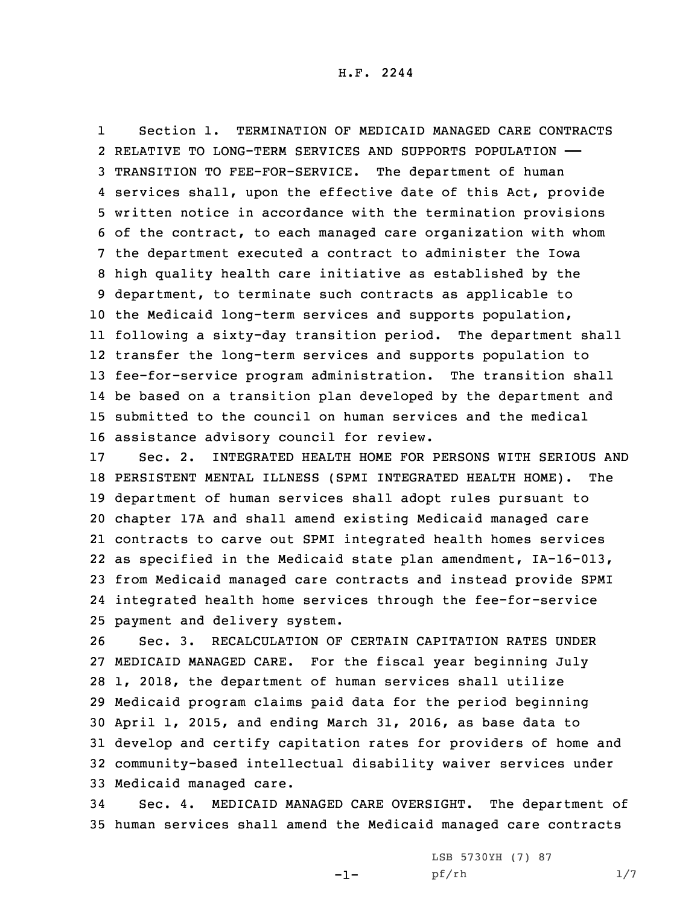Section 1. TERMINATION OF MEDICAID MANAGED CARE CONTRACTS RELATIVE TO LONG-TERM SERVICES AND SUPPORTS POPULATION —— TRANSITION TO FEE-FOR-SERVICE. The department of human services shall, upon the effective date of this Act, provide written notice in accordance with the termination provisions of the contract, to each managed care organization with whom the department executed a contract to administer the Iowa high quality health care initiative as established by the department, to terminate such contracts as applicable to the Medicaid long-term services and supports population, following a sixty-day transition period. The department shall transfer the long-term services and supports population to fee-for-service program administration. The transition shall be based on a transition plan developed by the department and submitted to the council on human services and the medical assistance advisory council for review.

Sec. 2. INTEGRATED HEALTH HOME FOR PERSONS WITH SERIOUS AND PERSISTENT MENTAL ILLNESS (SPMI INTEGRATED HEALTH HOME). The department of human services shall adopt rules pursuant to chapter 17A and shall amend existing Medicaid managed care contracts to carve out SPMI integrated health homes services as specified in the Medicaid state plan amendment, IA-16-013, from Medicaid managed care contracts and instead provide SPMI integrated health home services through the fee-for-service payment and delivery system.

Sec. 3. RECALCULATION OF CERTAIN CAPITATION RATES UNDER MEDICAID MANAGED CARE. For the fiscal year beginning July 1, 2018, the department of human services shall utilize Medicaid program claims paid data for the period beginning April 1, 2015, and ending March 31, 2016, as base data to develop and certify capitation rates for providers of home and community-based intellectual disability waiver services under Medicaid managed care.

Sec. 4. MEDICAID MANAGED CARE OVERSIGHT. The department of human services shall amend the Medicaid managed care contracts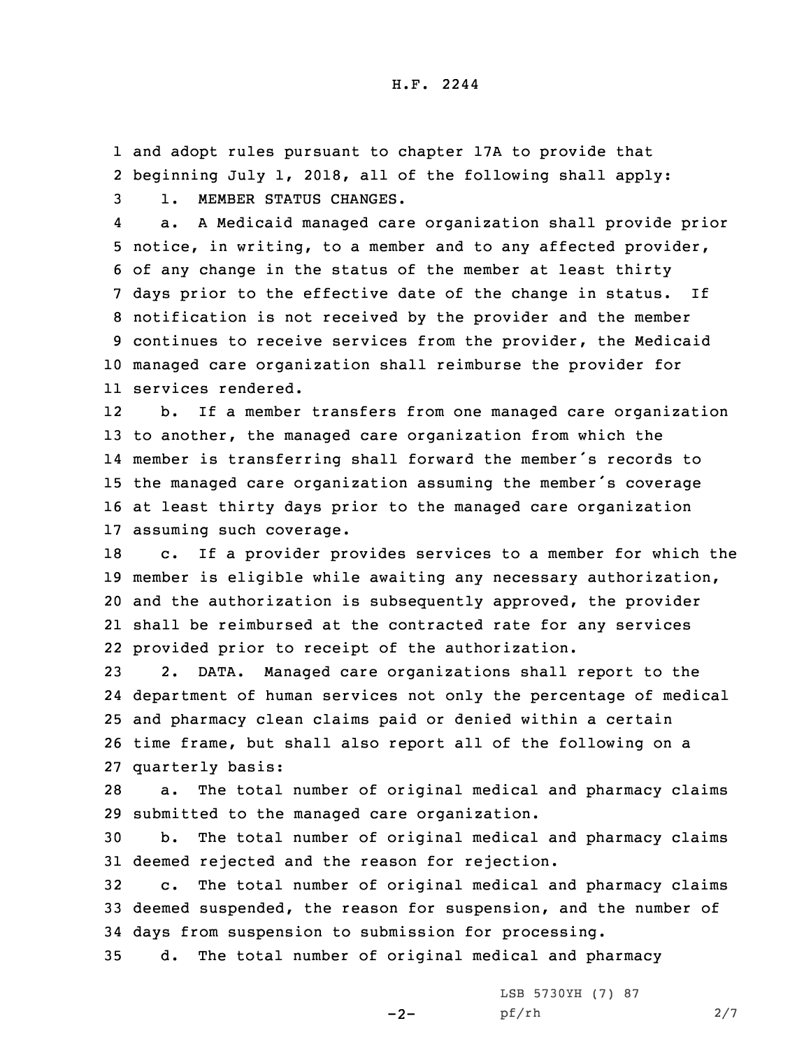and adopt rules pursuant to chapter 17A to provide that beginning July 1, 2018, all of the following shall apply:

1. MEMBER STATUS CHANGES.

a. A Medicaid managed care organization shall provide prior notice, in writing, to a member and to any affected provider, of any change in the status of the member at least thirty days prior to the effective date of the change in status. If notification is not received by the provider and the member continues to receive services from the provider, the Medicaid managed care organization shall reimburse the provider for services rendered.

b. If a member transfers from one managed care organization to another, the managed care organization from which the member is transferring shall forward the member's records to the managed care organization assuming the member's coverage at least thirty days prior to the managed care organization assuming such coverage.

c. If a provider provides services to a member for which the member is eligible while awaiting any necessary authorization, and the authorization is subsequently approved, the provider shall be reimbursed at the contracted rate for any services provided prior to receipt of the authorization.

2. DATA. Managed care organizations shall report to the department of human services not only the percentage of medical and pharmacy clean claims paid or denied within a certain time frame, but shall also report all of the following on a quarterly basis:

a. The total number of original medical and pharmacy claims submitted to the managed care organization.

b. The total number of original medical and pharmacy claims deemed rejected and the reason for rejection.

c. The total number of original medical and pharmacy claims deemed suspended, the reason for suspension, and the number of days from suspension to submission for processing.

d. The total number of original medical and pharmacy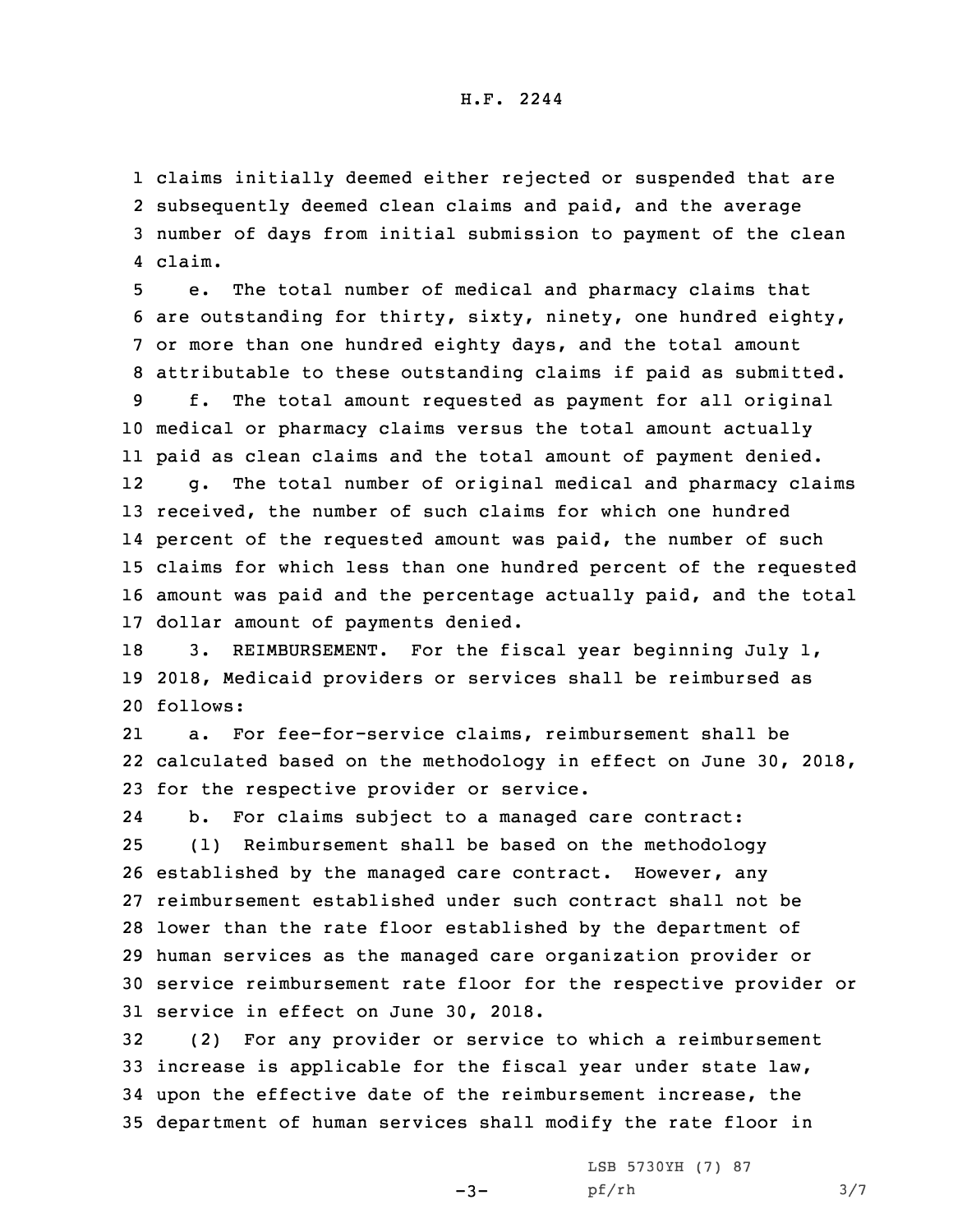claims initially deemed either rejected or suspended that are subsequently deemed clean claims and paid, and the average number of days from initial submission to payment of the clean claim.

e. The total number of medical and pharmacy claims that are outstanding for thirty, sixty, ninety, one hundred eighty, or more than one hundred eighty days, and the total amount attributable to these outstanding claims if paid as submitted.

f. The total amount requested as payment for all original medical or pharmacy claims versus the total amount actually paid as clean claims and the total amount of payment denied.

g. The total number of original medical and pharmacy claims received, the number of such claims for which one hundred percent of the requested amount was paid, the number of such claims for which less than one hundred percent of the requested amount was paid and the percentage actually paid, and the total dollar amount of payments denied.

3. REIMBURSEMENT. For the fiscal year beginning July 1, 2018, Medicaid providers or services shall be reimbursed as follows:

a. For fee-for-service claims, reimbursement shall be calculated based on the methodology in effect on June 30, 2018, for the respective provider or service.

b. For claims subject to a managed care contract:

(1) Reimbursement shall be based on the methodology established by the managed care contract. However, any reimbursement established under such contract shall not be lower than the rate floor established by the department of human services as the managed care organization provider or service reimbursement rate floor for the respective provider or service in effect on June 30, 2018.

(2) For any provider or service to which a reimbursement increase is applicable for the fiscal year under state law, upon the effective date of the reimbursement increase, the department of human services shall modify the rate floor in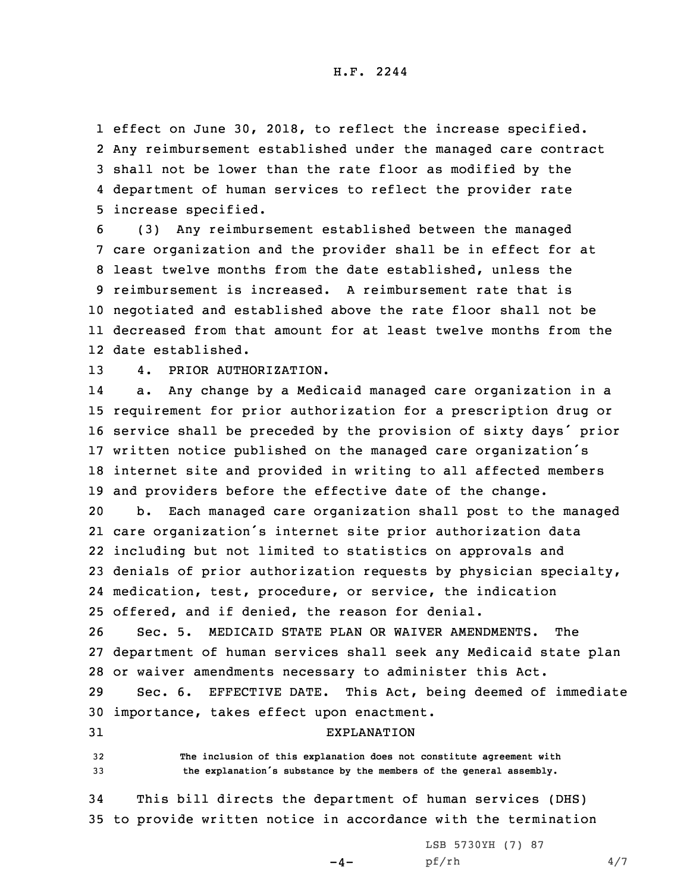effect on June 30, 2018, to reflect the increase specified. Any reimbursement established under the managed care contract shall not be lower than the rate floor as modified by the department of human services to reflect the provider rate increase specified.

(3) Any reimbursement established between the managed care organization and the provider shall be in effect for at least twelve months from the date established, unless the reimbursement is increased. A reimbursement rate that is negotiated and established above the rate floor shall not be decreased from that amount for at least twelve months from the date established.

4. PRIOR AUTHORIZATION.

a. Any change by a Medicaid managed care organization in a requirement for prior authorization for a prescription drug or service shall be preceded by the provision of sixty days´ prior written notice published on the managed care organization´s internet site and provided in writing to all affected members and providers before the effective date of the change.

b. Each managed care organization shall post to the managed care organization´s internet site prior authorization data including but not limited to statistics on approvals and denials of prior authorization requests by physician specialty, medication, test, procedure, or service, the indication offered, and if denied, the reason for denial.

Sec. 5. MEDICAID STATE PLAN OR WAIVER AMENDMENTS. The department of human services shall seek any Medicaid state plan or waiver amendments necessary to administer this Act.

Sec. 6. EFFECTIVE DATE. This Act, being deemed of immediate importance, takes effect upon enactment.

EXPLANATION

The inclusion of this explanation does not constitute agreement with the explanation´s substance by the members of the general assembly.

This bill directs the department of human services (DHS) to provide written notice in accordance with the termination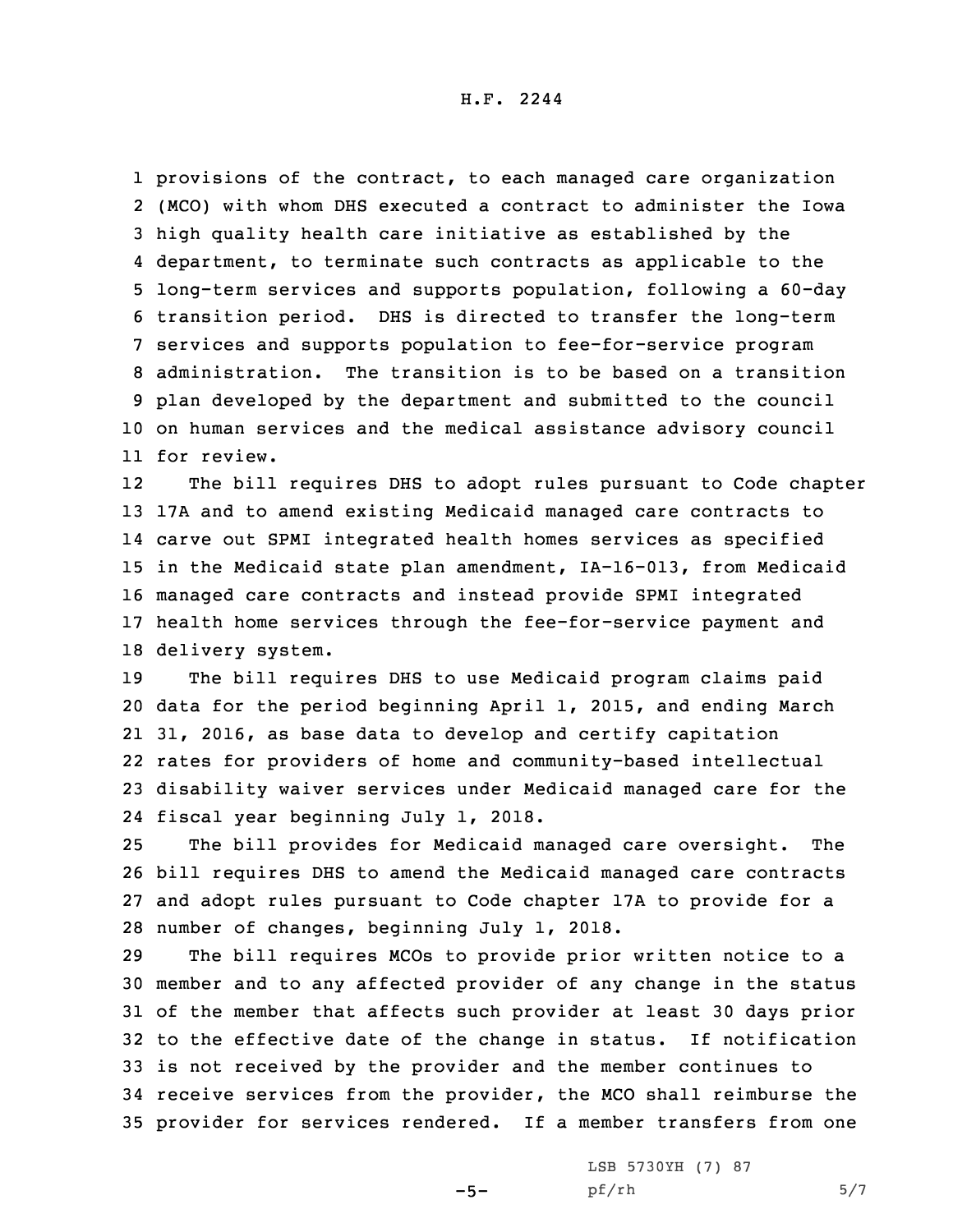provisions of the contract, to each managed care organization (MCO) with whom DHS executed a contract to administer the Iowa high quality health care initiative as established by the department, to terminate such contracts as applicable to the long-term services and supports population, following a 60-day transition period. DHS is directed to transfer the long-term services and supports population to fee-for-service program administration. The transition is to be based on a transition plan developed by the department and submitted to the council on human services and the medical assistance advisory council for review.

The bill requires DHS to adopt rules pursuant to Code chapter 17A and to amend existing Medicaid managed care contracts to carve out SPMI integrated health homes services as specified in the Medicaid state plan amendment, IA-16-013, from Medicaid managed care contracts and instead provide SPMI integrated health home services through the fee-for-service payment and delivery system.

The bill requires DHS to use Medicaid program claims paid data for the period beginning April 1, 2015, and ending March 31, 2016, as base data to develop and certify capitation rates for providers of home and community-based intellectual disability waiver services under Medicaid managed care for the fiscal year beginning July 1, 2018.

The bill provides for Medicaid managed care oversight. The bill requires DHS to amend the Medicaid managed care contracts and adopt rules pursuant to Code chapter 17A to provide for a number of changes, beginning July 1, 2018.

The bill requires MCOs to provide prior written notice to a member and to any affected provider of any change in the status of the member that affects such provider at least 30 days prior to the effective date of the change in status. If notification is not received by the provider and the member continues to receive services from the provider, the MCO shall reimburse the provider for services rendered. If a member transfers from one

LSB 5730YH (7) 87
pf/rh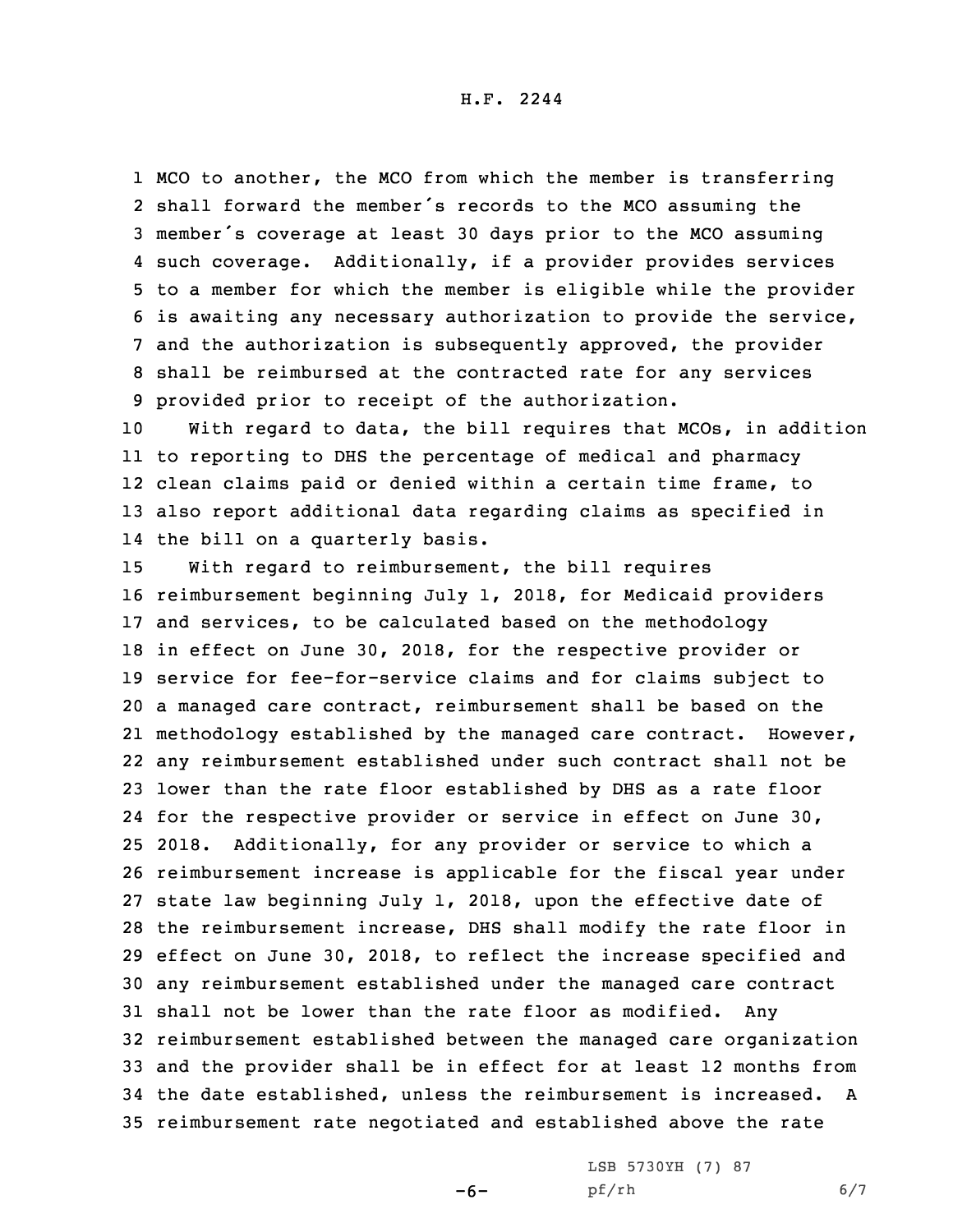MCO to another, the MCO from which the member is transferring shall forward the member's records to the MCO assuming the member's coverage at least 30 days prior to the MCO assuming such coverage. Additionally, if a provider provides services to a member for which the member is eligible while the provider is awaiting any necessary authorization to provide the service, and the authorization is subsequently approved, the provider shall be reimbursed at the contracted rate for any services provided prior to receipt of the authorization.

With regard to data, the bill requires that MCOs, in addition to reporting to DHS the percentage of medical and pharmacy clean claims paid or denied within a certain time frame, to also report additional data regarding claims as specified in the bill on a quarterly basis.

With regard to reimbursement, the bill requires reimbursement beginning July 1, 2018, for Medicaid providers and services, to be calculated based on the methodology in effect on June 30, 2018, for the respective provider or service for fee-for-service claims and for claims subject to a managed care contract, reimbursement shall be based on the methodology established by the managed care contract. However, any reimbursement established under such contract shall not be lower than the rate floor established by DHS as a rate floor for the respective provider or service in effect on June 30, 2018. Additionally, for any provider or service to which a reimbursement increase is applicable for the fiscal year under state law beginning July 1, 2018, upon the effective date of the reimbursement increase, DHS shall modify the rate floor in effect on June 30, 2018, to reflect the increase specified and any reimbursement established under the managed care contract shall not be lower than the rate floor as modified. Any reimbursement established between the managed care organization and the provider shall be in effect for at least 12 months from the date established, unless the reimbursement is increased. A reimbursement rate negotiated and established above the rate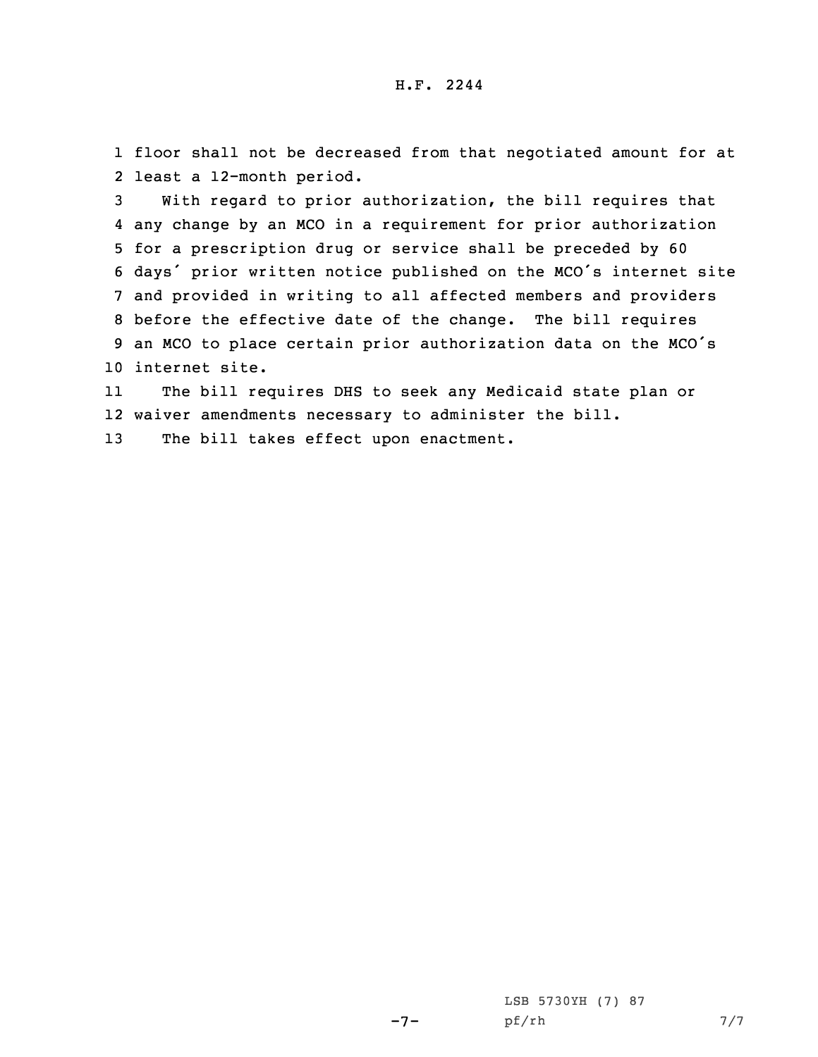floor shall not be decreased from that negotiated amount for at least a 12-month period.

With regard to prior authorization, the bill requires that any change by an MCO in a requirement for prior authorization for a prescription drug or service shall be preceded by 60 days' prior written notice published on the MCO's internet site and provided in writing to all affected members and providers before the effective date of the change. The bill requires an MCO to place certain prior authorization data on the MCO's internet site.

The bill requires DHS to seek any Medicaid state plan or waiver amendments necessary to administer the bill.

The bill takes effect upon enactment.

LSB 5730YH (7) 87
pf/rh